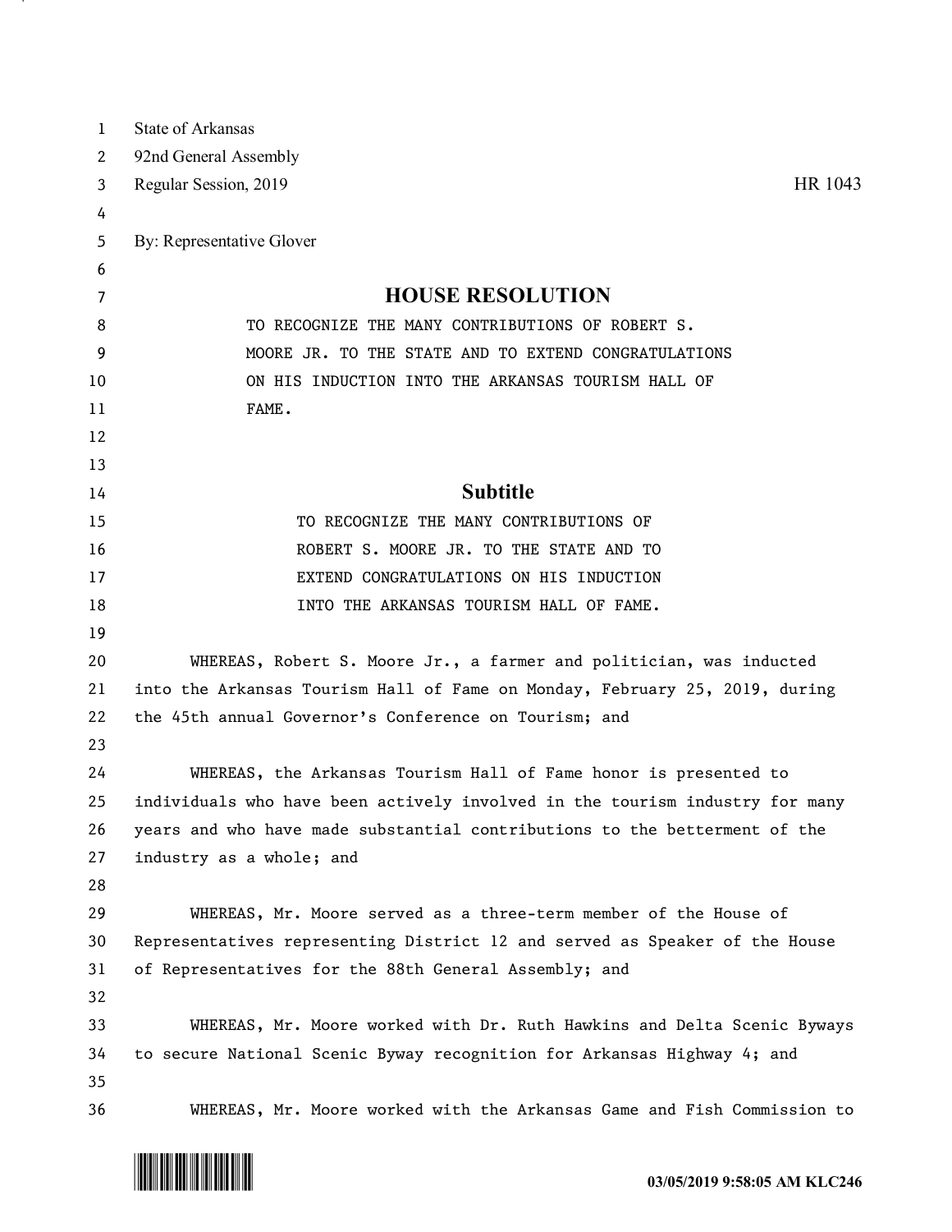State of Arkansas
92nd General Assembly
Regular Session, 2019 HR 1043

By: Representative Glover

# HOUSE RESOLUTION

TO RECOGNIZE THE MANY CONTRIBUTIONS OF ROBERT S. MOORE JR. TO THE STATE AND TO EXTEND CONGRATULATIONS ON HIS INDUCTION INTO THE ARKANSAS TOURISM HALL OF FAME.

## Subtitle

TO RECOGNIZE THE MANY CONTRIBUTIONS OF ROBERT S. MOORE JR. TO THE STATE AND TO EXTEND CONGRATULATIONS ON HIS INDUCTION INTO THE ARKANSAS TOURISM HALL OF FAME.

WHEREAS, Robert S. Moore Jr., a farmer and politician, was inducted into the Arkansas Tourism Hall of Fame on Monday, February 25, 2019, during the 45th annual Governor's Conference on Tourism; and

WHEREAS, the Arkansas Tourism Hall of Fame honor is presented to individuals who have been actively involved in the tourism industry for many years and who have made substantial contributions to the betterment of the industry as a whole; and

WHEREAS, Mr. Moore served as a three-term member of the House of Representatives representing District 12 and served as Speaker of the House of Representatives for the 88th General Assembly; and

WHEREAS, Mr. Moore worked with Dr. Ruth Hawkins and Delta Scenic Byways to secure National Scenic Byway recognition for Arkansas Highway 4; and

WHEREAS, Mr. Moore worked with the Arkansas Game and Fish Commission to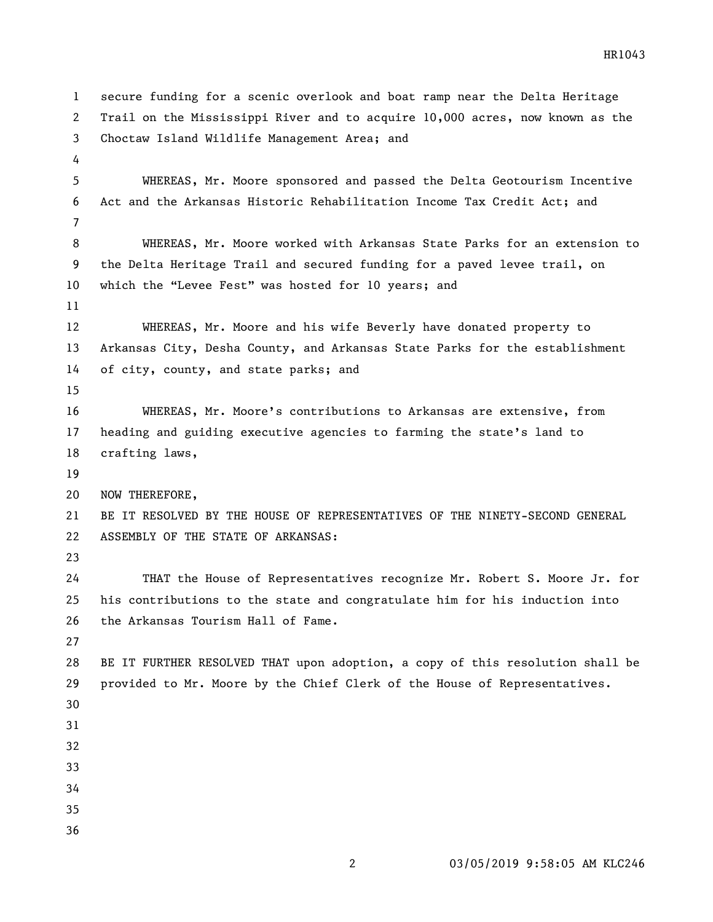secure funding for a scenic overlook and boat ramp near the Delta Heritage Trail on the Mississippi River and to acquire 10,000 acres, now known as the Choctaw Island Wildlife Management Area; and

WHEREAS, Mr. Moore sponsored and passed the Delta Geotourism Incentive Act and the Arkansas Historic Rehabilitation Income Tax Credit Act; and

WHEREAS, Mr. Moore worked with Arkansas State Parks for an extension to the Delta Heritage Trail and secured funding for a paved levee trail, on which the "Levee Fest" was hosted for 10 years; and

WHEREAS, Mr. Moore and his wife Beverly have donated property to Arkansas City, Desha County, and Arkansas State Parks for the establishment of city, county, and state parks; and

WHEREAS, Mr. Moore's contributions to Arkansas are extensive, from heading and guiding executive agencies to farming the state's land to crafting laws,

NOW THEREFORE,
BE IT RESOLVED BY THE HOUSE OF REPRESENTATIVES OF THE NINETY-SECOND GENERAL ASSEMBLY OF THE STATE OF ARKANSAS:

THAT the House of Representatives recognize Mr. Robert S. Moore Jr. for his contributions to the state and congratulate him for his induction into the Arkansas Tourism Hall of Fame.

BE IT FURTHER RESOLVED THAT upon adoption, a copy of this resolution shall be provided to Mr. Moore by the Chief Clerk of the House of Representatives.